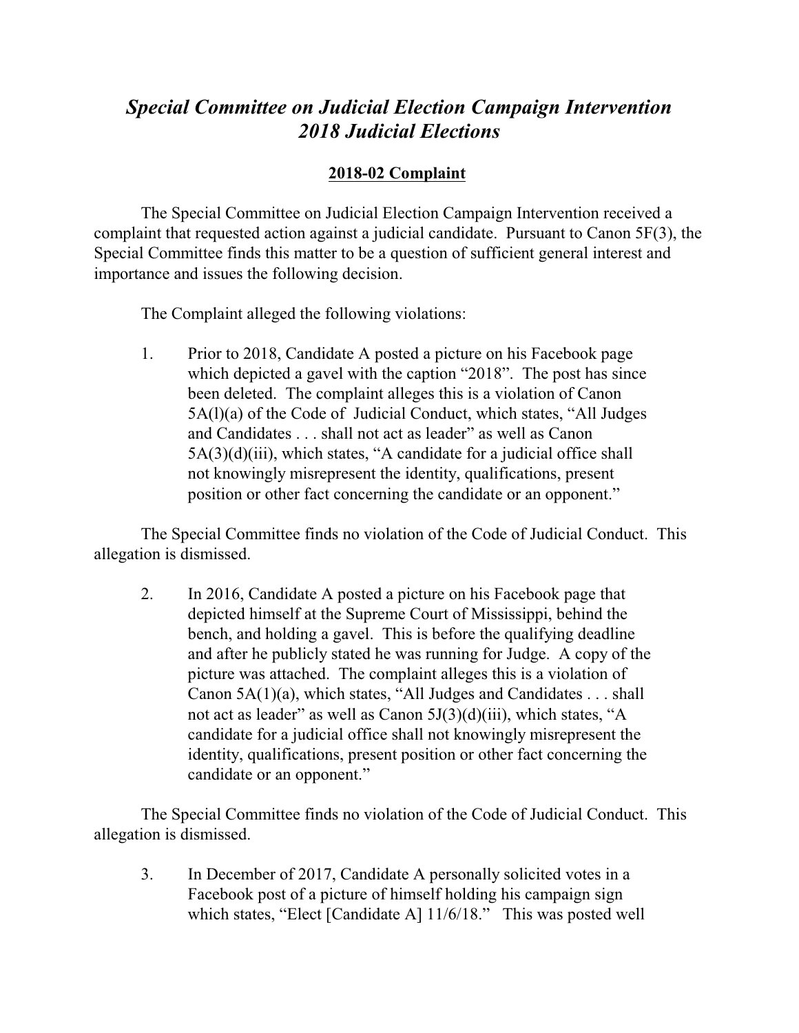# *Special Committee on Judicial Election Campaign Intervention 2018 Judicial Elections*

**2018-02 Complaint**

The Special Committee on Judicial Election Campaign Intervention received a complaint that requested action against a judicial candidate. Pursuant to Canon 5F(3), the Special Committee finds this matter to be a question of sufficient general interest and importance and issues the following decision.

The Complaint alleged the following violations:

1. Prior to 2018, Candidate A posted a picture on his Facebook page which depicted a gavel with the caption "2018". The post has since been deleted. The complaint alleges this is a violation of Canon 5A(l)(a) of the Code of Judicial Conduct, which states, "All Judges and Candidates . . . shall not act as leader" as well as Canon 5A(3)(d)(iii), which states, "A candidate for a judicial office shall not knowingly misrepresent the identity, qualifications, present position or other fact concerning the candidate or an opponent."

The Special Committee finds no violation of the Code of Judicial Conduct. This allegation is dismissed.

2. In 2016, Candidate A posted a picture on his Facebook page that depicted himself at the Supreme Court of Mississippi, behind the bench, and holding a gavel. This is before the qualifying deadline and after he publicly stated he was running for Judge. A copy of the picture was attached. The complaint alleges this is a violation of Canon 5A(1)(a), which states, "All Judges and Candidates . . . shall not act as leader" as well as Canon 5J(3)(d)(iii), which states, "A candidate for a judicial office shall not knowingly misrepresent the identity, qualifications, present position or other fact concerning the candidate or an opponent."

The Special Committee finds no violation of the Code of Judicial Conduct. This allegation is dismissed.

3. In December of 2017, Candidate A personally solicited votes in a Facebook post of a picture of himself holding his campaign sign which states, "Elect [Candidate A] 11/6/18." This was posted well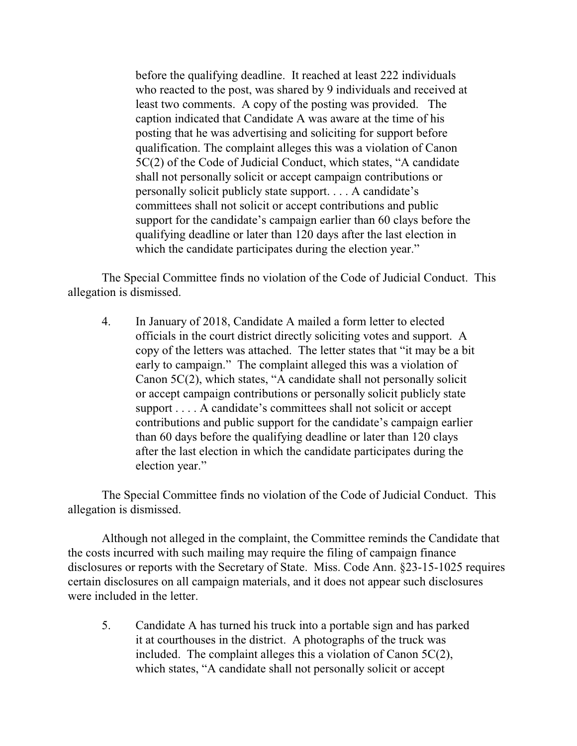before the qualifying deadline. It reached at least 222 individuals who reacted to the post, was shared by 9 individuals and received at least two comments. A copy of the posting was provided. The caption indicated that Candidate A was aware at the time of his posting that he was advertising and soliciting for support before qualification. The complaint alleges this was a violation of Canon 5C(2) of the Code of Judicial Conduct, which states, "A candidate shall not personally solicit or accept campaign contributions or personally solicit publicly state support. . . . A candidate's committees shall not solicit or accept contributions and public support for the candidate's campaign earlier than 60 clays before the qualifying deadline or later than 120 days after the last election in which the candidate participates during the election year."

The Special Committee finds no violation of the Code of Judicial Conduct. This allegation is dismissed.

4. In January of 2018, Candidate A mailed a form letter to elected officials in the court district directly soliciting votes and support. A copy of the letters was attached. The letter states that "it may be a bit early to campaign." The complaint alleged this was a violation of Canon 5C(2), which states, "A candidate shall not personally solicit or accept campaign contributions or personally solicit publicly state support . . . . A candidate's committees shall not solicit or accept contributions and public support for the candidate's campaign earlier than 60 days before the qualifying deadline or later than 120 clays after the last election in which the candidate participates during the election year."

The Special Committee finds no violation of the Code of Judicial Conduct. This allegation is dismissed.

Although not alleged in the complaint, the Committee reminds the Candidate that the costs incurred with such mailing may require the filing of campaign finance disclosures or reports with the Secretary of State. Miss. Code Ann. §23-15-1025 requires certain disclosures on all campaign materials, and it does not appear such disclosures were included in the letter.

5. Candidate A has turned his truck into a portable sign and has parked it at courthouses in the district. A photographs of the truck was included. The complaint alleges this a violation of Canon 5C(2), which states, "A candidate shall not personally solicit or accept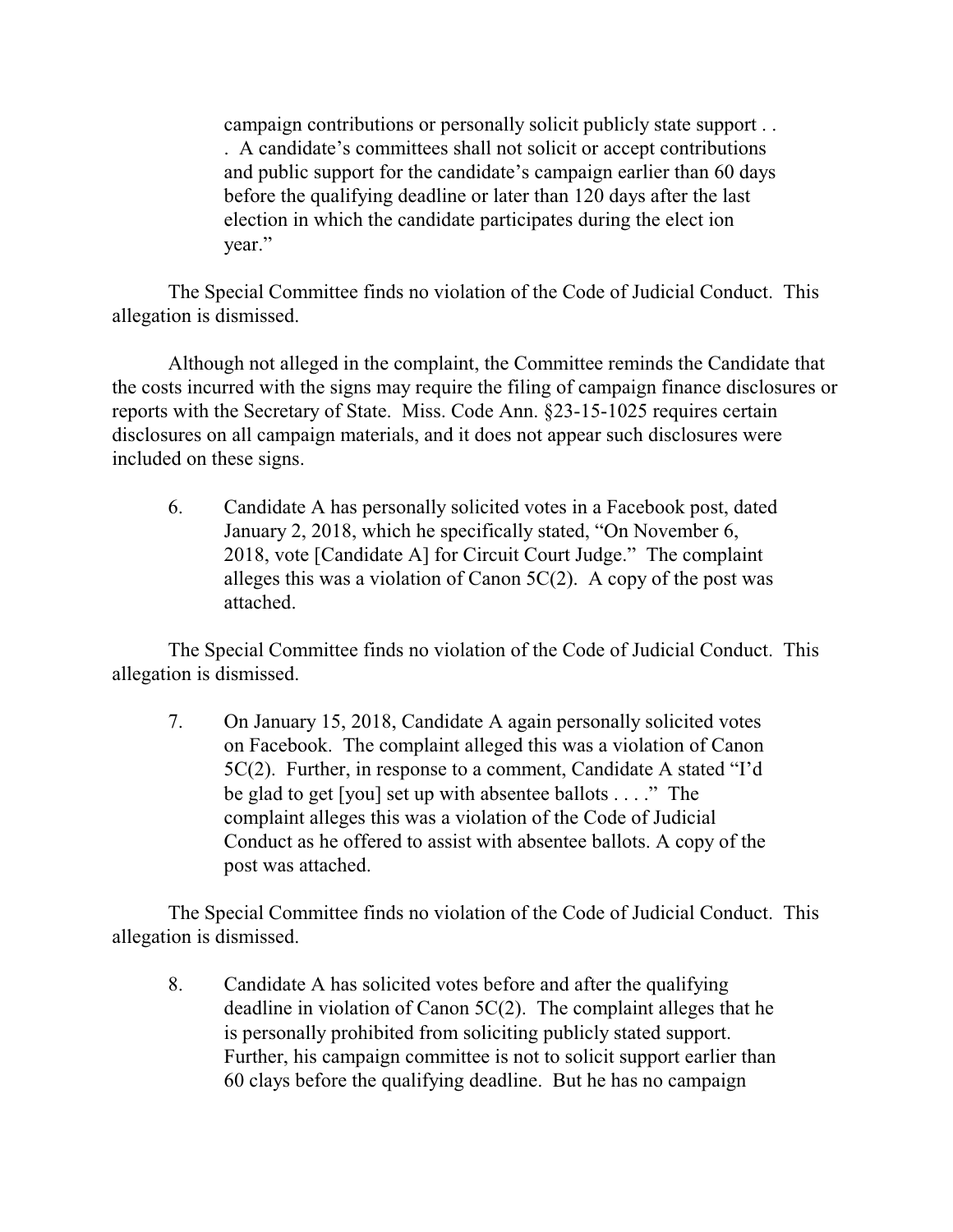> campaign contributions or personally solicit publicly state support . . . A candidate's committees shall not solicit or accept contributions and public support for the candidate's campaign earlier than 60 days before the qualifying deadline or later than 120 days after the last election in which the candidate participates during the elect ion year."

The Special Committee finds no violation of the Code of Judicial Conduct. This allegation is dismissed.

Although not alleged in the complaint, the Committee reminds the Candidate that the costs incurred with the signs may require the filing of campaign finance disclosures or reports with the Secretary of State. Miss. Code Ann. §23-15-1025 requires certain disclosures on all campaign materials, and it does not appear such disclosures were included on these signs.

6. Candidate A has personally solicited votes in a Facebook post, dated January 2, 2018, which he specifically stated, "On November 6, 2018, vote [Candidate A] for Circuit Court Judge." The complaint alleges this was a violation of Canon 5C(2). A copy of the post was attached.

The Special Committee finds no violation of the Code of Judicial Conduct. This allegation is dismissed.

7. On January 15, 2018, Candidate A again personally solicited votes on Facebook. The complaint alleged this was a violation of Canon 5C(2). Further, in response to a comment, Candidate A stated "I'd be glad to get [you] set up with absentee ballots . . . ." The complaint alleges this was a violation of the Code of Judicial Conduct as he offered to assist with absentee ballots. A copy of the post was attached.

The Special Committee finds no violation of the Code of Judicial Conduct. This allegation is dismissed.

8. Candidate A has solicited votes before and after the qualifying deadline in violation of Canon 5C(2). The complaint alleges that he is personally prohibited from soliciting publicly stated support. Further, his campaign committee is not to solicit support earlier than 60 clays before the qualifying deadline. But he has no campaign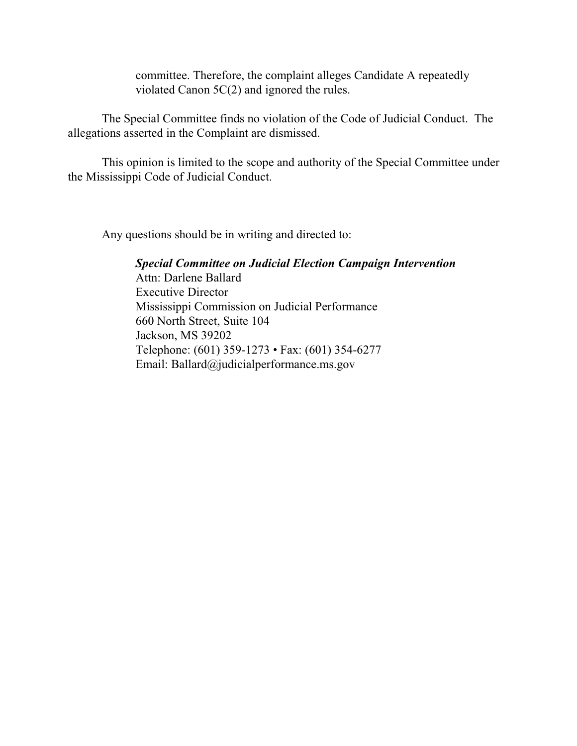committee. Therefore, the complaint alleges Candidate A repeatedly violated Canon 5C(2) and ignored the rules.

The Special Committee finds no violation of the Code of Judicial Conduct. The allegations asserted in the Complaint are dismissed.

This opinion is limited to the scope and authority of the Special Committee under the Mississippi Code of Judicial Conduct.

Any questions should be in writing and directed to:

***Special Committee on Judicial Election Campaign Intervention***
Attn: Darlene Ballard
Executive Director
Mississippi Commission on Judicial Performance
660 North Street, Suite 104
Jackson, MS 39202
Telephone: (601) 359-1273 • Fax: (601) 354-6277
Email: Ballard@judicialperformance.ms.gov